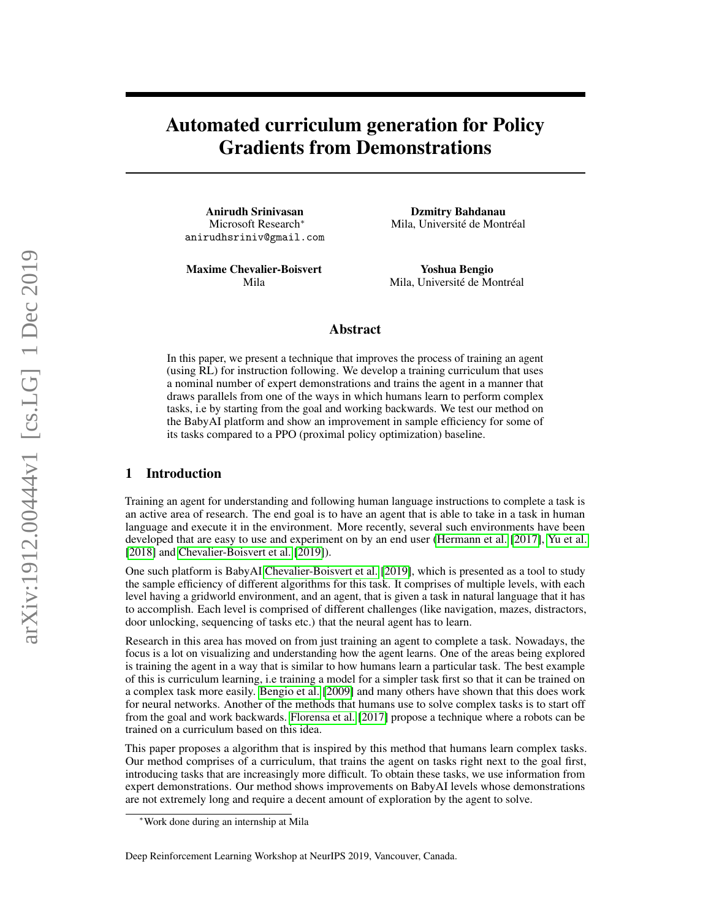# Automated curriculum generation for Policy Gradients from Demonstrations

**Anirudh Srinivasan**
Microsoft Research[*]
anirudhsriniv@gmail.com

**Dzmitry Bahdanau**
Mila, Université de Montréal

**Maxime Chevalier-Boisvert**
Mila

**Yoshua Bengio**
Mila, Université de Montréal

## Abstract

In this paper, we present a technique that improves the process of training an agent (using RL) for instruction following. We develop a training curriculum that uses a nominal number of expert demonstrations and trains the agent in a manner that draws parallels from one of the ways in which humans learn to perform complex tasks, i.e by starting from the goal and working backwards. We test our method on the BabyAI platform and show an improvement in sample efficiency for some of its tasks compared to a PPO (proximal policy optimization) baseline.

## 1 Introduction

Training an agent for understanding and following human language instructions to complete a task is an active area of research. The end goal is to have an agent that is able to take in a task in human language and execute it in the environment. More recently, several such environments have been developed that are easy to use and experiment on by an end user (Hermann et al. [2017], Yu et al. [2018] and Chevalier-Boisvert et al. [2019]).

One such platform is BabyAI Chevalier-Boisvert et al. [2019], which is presented as a tool to study the sample efficiency of different algorithms for this task. It comprises of multiple levels, with each level having a gridworld environment, and an agent, that is given a task in natural language that it has to accomplish. Each level is comprised of different challenges (like navigation, mazes, distractors, door unlocking, sequencing of tasks etc.) that the neural agent has to learn.

Research in this area has moved on from just training an agent to complete a task. Nowadays, the focus is a lot on visualizing and understanding how the agent learns. One of the areas being explored is training the agent in a way that is similar to how humans learn a particular task. The best example of this is curriculum learning, i.e training a model for a simpler task first so that it can be trained on a complex task more easily. Bengio et al. [2009] and many others have shown that this does work for neural networks. Another of the methods that humans use to solve complex tasks is to start off from the goal and work backwards. Florensa et al. [2017] propose a technique where a robots can be trained on a curriculum based on this idea.

This paper proposes a algorithm that is inspired by this method that humans learn complex tasks. Our method comprises of a curriculum, that trains the agent on tasks right next to the goal first, introducing tasks that are increasingly more difficult. To obtain these tasks, we use information from expert demonstrations. Our method shows improvements on BabyAI levels whose demonstrations are not extremely long and require a decent amount of exploration by the agent to solve.

[*]Work done during an internship at Mila

Deep Reinforcement Learning Workshop at NeurIPS 2019, Vancouver, Canada.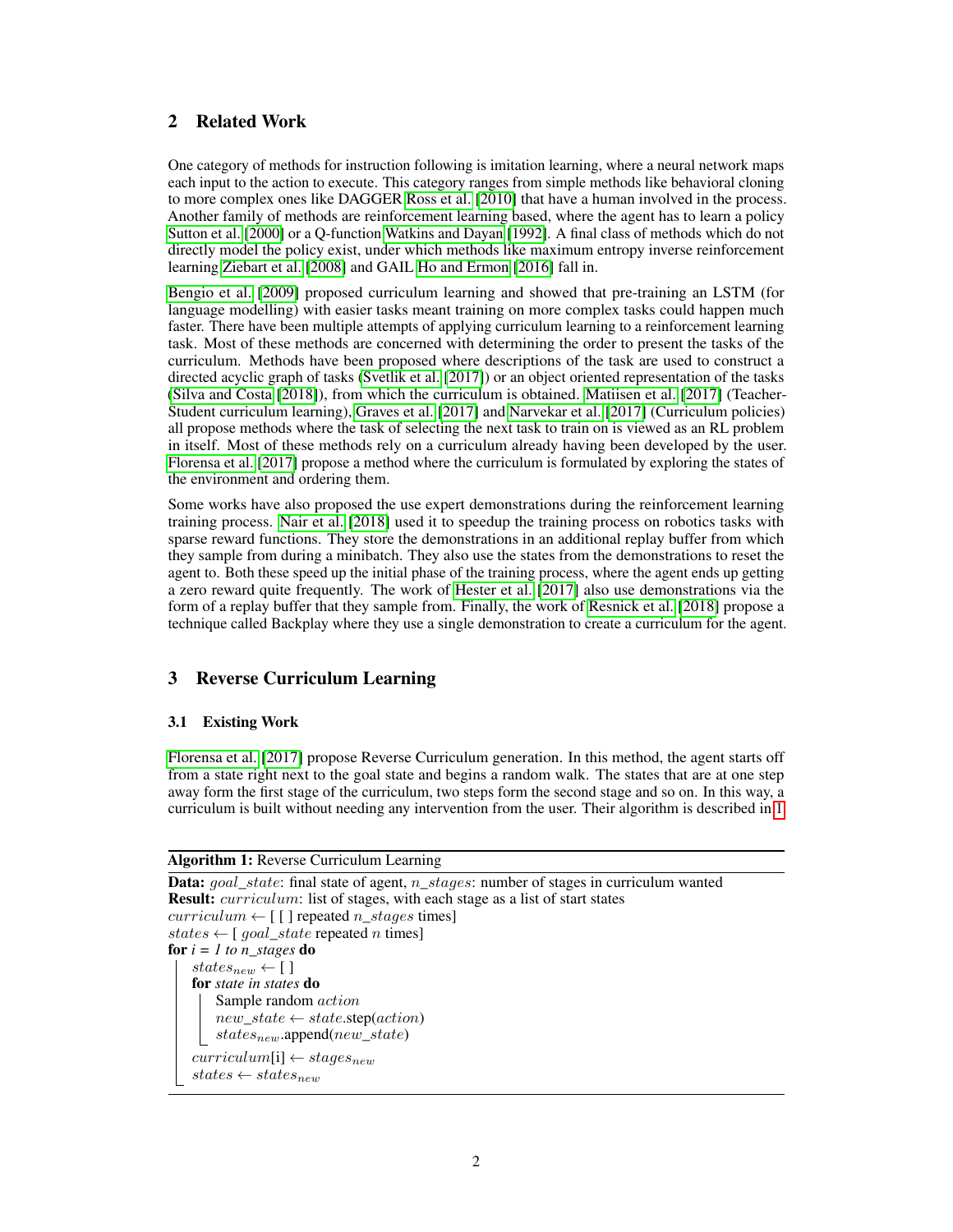## 2 Related Work

One category of methods for instruction following is imitation learning, where a neural network maps each input to the action to execute. This category ranges from simple methods like behavioral cloning to more complex ones like DAGGER Ross et al. [2010] that have a human involved in the process. Another family of methods are reinforcement learning based, where the agent has to learn a policy Sutton et al. [2000] or a Q-function Watkins and Dayan [1992]. A final class of methods which do not directly model the policy exist, under which methods like maximum entropy inverse reinforcement learning Ziebart et al. [2008] and GAIL Ho and Ermon [2016] fall in.

Bengio et al. [2009] proposed curriculum learning and showed that pre-training an LSTM (for language modelling) with easier tasks meant training on more complex tasks could happen much faster. There have been multiple attempts of applying curriculum learning to a reinforcement learning task. Most of these methods are concerned with determining the order to present the tasks of the curriculum. Methods have been proposed where descriptions of the task are used to construct a directed acyclic graph of tasks (Svetlik et al. [2017]) or an object oriented representation of the tasks (Silva and Costa [2018]), from which the curriculum is obtained. Matiisen et al. [2017] (Teacher-Student curriculum learning), Graves et al. [2017] and Narvekar et al. [2017] (Curriculum policies) all propose methods where the task of selecting the next task to train on is viewed as an RL problem in itself. Most of these methods rely on a curriculum already having been developed by the user. Florensa et al. [2017] propose a method where the curriculum is formulated by exploring the states of the environment and ordering them.

Some works have also proposed the use expert demonstrations during the reinforcement learning training process. Nair et al. [2018] used it to speedup the training process on robotics tasks with sparse reward functions. They store the demonstrations in an additional replay buffer from which they sample from during a minibatch. They also use the states from the demonstrations to reset the agent to. Both these speed up the initial phase of the training process, where the agent ends up getting a zero reward quite frequently. The work of Hester et al. [2017] also use demonstrations via the form of a replay buffer that they sample from. Finally, the work of Resnick et al. [2018] propose a technique called Backplay where they use a single demonstration to create a curriculum for the agent.

## 3 Reverse Curriculum Learning

### 3.1 Existing Work

Florensa et al. [2017] propose Reverse Curriculum generation. In this method, the agent starts off from a state right next to the goal state and begins a random walk. The states that are at one step away form the first stage of the curriculum, two steps form the second stage and so on. In this way, a curriculum is built without needing any intervention from the user. Their algorithm is described in 1

**Algorithm 1:** Reverse Curriculum Learning

**Data:** $goal\_state$: final state of agent, $n\_stages$: number of stages in curriculum wanted
**Result:** $curriculum$: list of stages, with each stage as a list of start states
$curriculum \leftarrow$ [ [ ] repeated $n\_stages$ times]
$states \leftarrow$ [ $goal\_state$ repeated $n$ times]
**for** *i = 1 to n_stages* **do**
  $states_{new} \leftarrow$ [ ]
  **for** *state in states* **do**
    Sample random $action$
    $new\_state \leftarrow state$.step($action$)
    $states_{new}$.append($new\_state$)
  $curriculum$[i] $\leftarrow stages_{new}$
  $states \leftarrow states_{new}$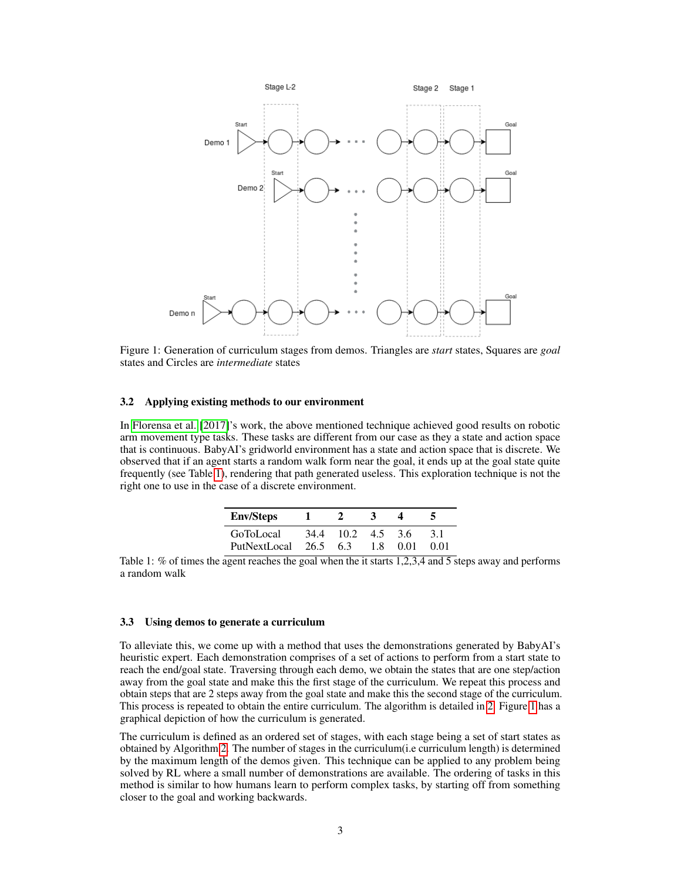Figure 1: Generation of curriculum stages from demos. Triangles are *start* states, Squares are *goal* states and Circles are *intermediate* states

### 3.2 Applying existing methods to our environment

In Florensa et al. [2017]'s work, the above mentioned technique achieved good results on robotic arm movement type tasks. These tasks are different from our case as they a state and action space that is continuous. BabyAI's gridworld environment has a state and action space that is discrete. We observed that if an agent starts a random walk form near the goal, it ends up at the goal state quite frequently (see Table 1), rendering that path generated useless. This exploration technique is not the right one to use in the case of a discrete environment.

| Env/Steps | 1 | 2 | 3 | 4 | 5 |
|---|---|---|---|---|---|
| GoToLocal | 34.4 | 10.2 | 4.5 | 3.6 | 3.1 |
| PutNextLocal | 26.5 | 6.3 | 1.8 | 0.01 | 0.01 |

Table 1: % of times the agent reaches the goal when the it starts 1,2,3,4 and 5 steps away and performs a random walk

### 3.3 Using demos to generate a curriculum

To alleviate this, we come up with a method that uses the demonstrations generated by BabyAI's heuristic expert. Each demonstration comprises of a set of actions to perform from a start state to reach the end/goal state. Traversing through each demo, we obtain the states that are one step/action away from the goal state and make this the first stage of the curriculum. We repeat this process and obtain steps that are 2 steps away from the goal state and make this the second stage of the curriculum. This process is repeated to obtain the entire curriculum. The algorithm is detailed in 2. Figure 1 has a graphical depiction of how the curriculum is generated.

The curriculum is defined as an ordered set of stages, with each stage being a set of start states as obtained by Algorithm 2. The number of stages in the curriculum(i.e curriculum length) is determined by the maximum length of the demos given. This technique can be applied to any problem being solved by RL where a small number of demonstrations are available. The ordering of tasks in this method is similar to how humans learn to perform complex tasks, by starting off from something closer to the goal and working backwards.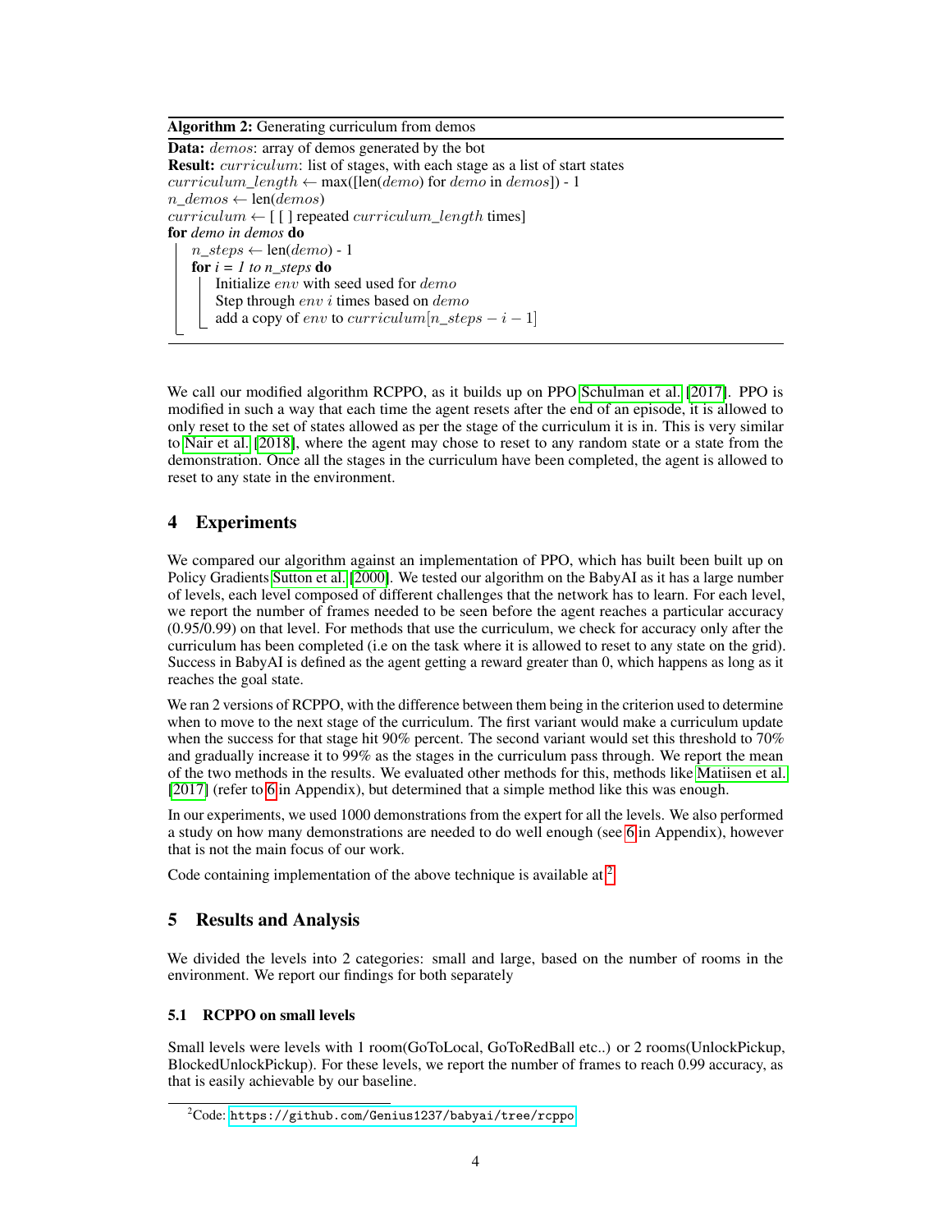**Algorithm 2:** Generating curriculum from demos

---

**Data:** *demos*: array of demos generated by the bot
**Result:** *curriculum*: list of stages, with each stage as a list of start states
$curriculum\_length \leftarrow$ max([len($demo$) for $demo$ in $demos$]) - 1
$n\_demos \leftarrow$ len($demos$)
$curriculum \leftarrow$ [ [ ] repeated $curriculum\_length$ times]
**for** *demo in demos* **do**
  $n\_steps \leftarrow$ len($demo$) - 1
  **for** *i = 1 to n_steps* **do**
    Initialize $env$ with seed used for $demo$
    Step through $env$ $i$ times based on $demo$
    add a copy of $env$ to $curriculum[n\_steps - i - 1]$

---

We call our modified algorithm RCPPO, as it builds up on PPO Schulman et al. [2017]. PPO is modified in such a way that each time the agent resets after the end of an episode, it is allowed to only reset to the set of states allowed as per the stage of the curriculum it is in. This is very similar to Nair et al. [2018], where the agent may chose to reset to any random state or a state from the demonstration. Once all the stages in the curriculum have been completed, the agent is allowed to reset to any state in the environment.

## 4 Experiments

We compared our algorithm against an implementation of PPO, which has built been built up on Policy Gradients Sutton et al. [2000]. We tested our algorithm on the BabyAI as it has a large number of levels, each level composed of different challenges that the network has to learn. For each level, we report the number of frames needed to be seen before the agent reaches a particular accuracy (0.95/0.99) on that level. For methods that use the curriculum, we check for accuracy only after the curriculum has been completed (i.e on the task where it is allowed to reset to any state on the grid). Success in BabyAI is defined as the agent getting a reward greater than 0, which happens as long as it reaches the goal state.

We ran 2 versions of RCPPO, with the difference between them being in the criterion used to determine when to move to the next stage of the curriculum. The first variant would make a curriculum update when the success for that stage hit 90% percent. The second variant would set this threshold to 70% and gradually increase it to 99% as the stages in the curriculum pass through. We report the mean of the two methods in the results. We evaluated other methods for this, methods like Matiisen et al. [2017] (refer to 6 in Appendix), but determined that a simple method like this was enough.

In our experiments, we used 1000 demonstrations from the expert for all the levels. We also performed a study on how many demonstrations are needed to do well enough (see 6 in Appendix), however that is not the main focus of our work.

Code containing implementation of the above technique is available at [2]

## 5 Results and Analysis

We divided the levels into 2 categories: small and large, based on the number of rooms in the environment. We report our findings for both separately

### 5.1 RCPPO on small levels

Small levels were levels with 1 room(GoToLocal, GoToRedBall etc..) or 2 rooms(UnlockPickup, BlockedUnlockPickup). For these levels, we report the number of frames to reach 0.99 accuracy, as that is easily achievable by our baseline.

[2] Code: https://github.com/Genius1237/babyai/tree/rcppo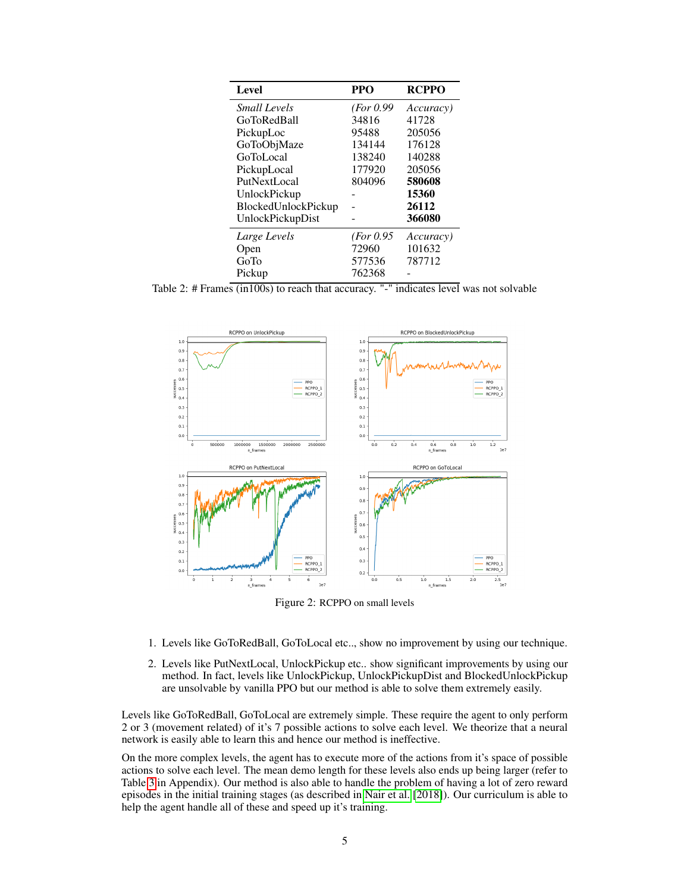| Level | PPO | RCPPO |
|---|---|---|
| *Small Levels* | *(For 0.99* | *Accuracy)* |
| GoToRedBall | 34816 | 41728 |
| PickupLoc | 95488 | 205056 |
| GoToObjMaze | 134144 | 176128 |
| GoToLocal | 138240 | 140288 |
| PickupLocal | 177920 | 205056 |
| PutNextLocal | 804096 | **580608** |
| UnlockPickup | - | **15360** |
| BlockedUnlockPickup | - | **26112** |
| UnlockPickupDist | - | **366080** |
| *Large Levels* | *(For 0.95* | *Accuracy)* |
| Open | 72960 | 101632 |
| GoTo | 577536 | 787712 |
| Pickup | 762368 | - |

Table 2: # Frames (in100s) to reach that accuracy. "-" indicates level was not solvable

Figure 2: RCPPO on small levels

1. Levels like GoToRedBall, GoToLocal etc.., show no improvement by using our technique.
2. Levels like PutNextLocal, UnlockPickup etc.. show significant improvements by using our method. In fact, levels like UnlockPickup, UnlockPickupDist and BlockedUnlockPickup are unsolvable by vanilla PPO but our method is able to solve them extremely easily.

Levels like GoToRedBall, GoToLocal are extremely simple. These require the agent to only perform 2 or 3 (movement related) of it's 7 possible actions to solve each level. We theorize that a neural network is easily able to learn this and hence our method is ineffective.

On the more complex levels, the agent has to execute more of the actions from it's space of possible actions to solve each level. The mean demo length for these levels also ends up being larger (refer to Table 3 in Appendix). Our method is also able to handle the problem of having a lot of zero reward episodes in the initial training stages (as described in Nair et al. [2018]). Our curriculum is able to help the agent handle all of these and speed up it's training.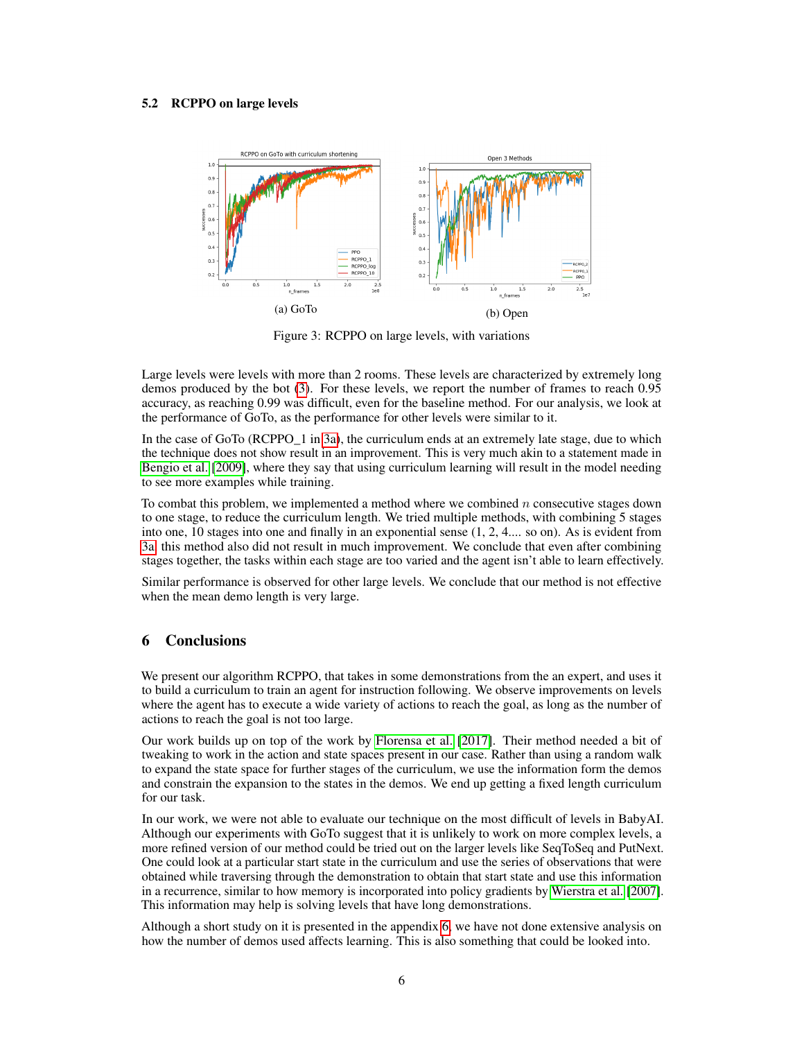### 5.2 RCPPO on large levels

(a) GoTo

(b) Open

Figure 3: RCPPO on large levels, with variations

Large levels were levels with more than 2 rooms. These levels are characterized by extremely long demos produced by the bot (3). For these levels, we report the number of frames to reach 0.95 accuracy, as reaching 0.99 was difficult, even for the baseline method. For our analysis, we look at the performance of GoTo, as the performance for other levels were similar to it.

In the case of GoTo (RCPPO_1 in 3a), the curriculum ends at an extremely late stage, due to which the technique does not show result in an improvement. This is very much akin to a statement made in Bengio et al. [2009], where they say that using curriculum learning will result in the model needing to see more examples while training.

To combat this problem, we implemented a method where we combined $n$ consecutive stages down to one stage, to reduce the curriculum length. We tried multiple methods, with combining 5 stages into one, 10 stages into one and finally in an exponential sense (1, 2, 4.... so on). As is evident from 3a, this method also did not result in much improvement. We conclude that even after combining stages together, the tasks within each stage are too varied and the agent isn't able to learn effectively.

Similar performance is observed for other large levels. We conclude that our method is not effective when the mean demo length is very large.

## 6 Conclusions

We present our algorithm RCPPO, that takes in some demonstrations from the an expert, and uses it to build a curriculum to train an agent for instruction following. We observe improvements on levels where the agent has to execute a wide variety of actions to reach the goal, as long as the number of actions to reach the goal is not too large.

Our work builds up on top of the work by Florensa et al. [2017]. Their method needed a bit of tweaking to work in the action and state spaces present in our case. Rather than using a random walk to expand the state space for further stages of the curriculum, we use the information form the demos and constrain the expansion to the states in the demos. We end up getting a fixed length curriculum for our task.

In our work, we were not able to evaluate our technique on the most difficult of levels in BabyAI. Although our experiments with GoTo suggest that it is unlikely to work on more complex levels, a more refined version of our method could be tried out on the larger levels like SeqToSeq and PutNext. One could look at a particular start state in the curriculum and use the series of observations that were obtained while traversing through the demonstration to obtain that start state and use this information in a recurrence, similar to how memory is incorporated into policy gradients by Wierstra et al. [2007]. This information may help is solving levels that have long demonstrations.

Although a short study on it is presented in the appendix 6, we have not done extensive analysis on how the number of demos used affects learning. This is also something that could be looked into.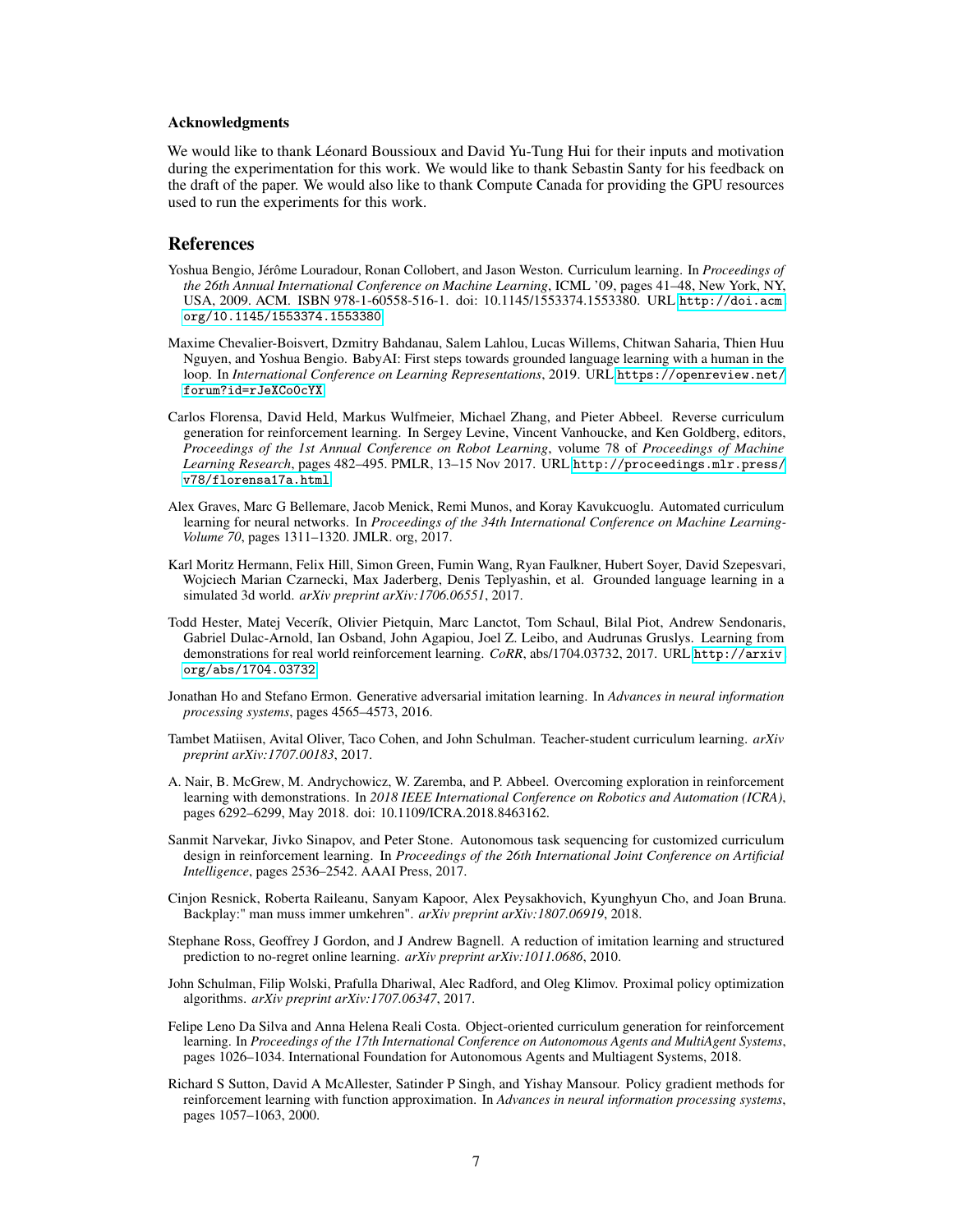### Acknowledgments

We would like to thank Léonard Boussioux and David Yu-Tung Hui for their inputs and motivation during the experimentation for this work. We would like to thank Sebastin Santy for his feedback on the draft of the paper. We would also like to thank Compute Canada for providing the GPU resources used to run the experiments for this work.

## References

Yoshua Bengio, Jérôme Louradour, Ronan Collobert, and Jason Weston. Curriculum learning. In *Proceedings of the 26th Annual International Conference on Machine Learning*, ICML '09, pages 41–48, New York, NY, USA, 2009. ACM. ISBN 978-1-60558-516-1. doi: 10.1145/1553374.1553380. URL http://doi.acm.org/10.1145/1553374.1553380.

Maxime Chevalier-Boisvert, Dzmitry Bahdanau, Salem Lahlou, Lucas Willems, Chitwan Saharia, Thien Huu Nguyen, and Yoshua Bengio. BabyAI: First steps towards grounded language learning with a human in the loop. In *International Conference on Learning Representations*, 2019. URL https://openreview.net/forum?id=rJeXCo0cYX.

Carlos Florensa, David Held, Markus Wulfmeier, Michael Zhang, and Pieter Abbeel. Reverse curriculum generation for reinforcement learning. In Sergey Levine, Vincent Vanhoucke, and Ken Goldberg, editors, *Proceedings of the 1st Annual Conference on Robot Learning*, volume 78 of *Proceedings of Machine Learning Research*, pages 482–495. PMLR, 13–15 Nov 2017. URL http://proceedings.mlr.press/v78/florensa17a.html.

Alex Graves, Marc G Bellemare, Jacob Menick, Remi Munos, and Koray Kavukcuoglu. Automated curriculum learning for neural networks. In *Proceedings of the 34th International Conference on Machine Learning-Volume 70*, pages 1311–1320. JMLR. org, 2017.

Karl Moritz Hermann, Felix Hill, Simon Green, Fumin Wang, Ryan Faulkner, Hubert Soyer, David Szepesvari, Wojciech Marian Czarnecki, Max Jaderberg, Denis Teplyashin, et al. Grounded language learning in a simulated 3d world. *arXiv preprint arXiv:1706.06551*, 2017.

Todd Hester, Matej Vecerík, Olivier Pietquin, Marc Lanctot, Tom Schaul, Bilal Piot, Andrew Sendonaris, Gabriel Dulac-Arnold, Ian Osband, John Agapiou, Joel Z. Leibo, and Audrunas Gruslys. Learning from demonstrations for real world reinforcement learning. *CoRR*, abs/1704.03732, 2017. URL http://arxiv.org/abs/1704.03732.

Jonathan Ho and Stefano Ermon. Generative adversarial imitation learning. In *Advances in neural information processing systems*, pages 4565–4573, 2016.

Tambet Matiisen, Avital Oliver, Taco Cohen, and John Schulman. Teacher-student curriculum learning. *arXiv preprint arXiv:1707.00183*, 2017.

A. Nair, B. McGrew, M. Andrychowicz, W. Zaremba, and P. Abbeel. Overcoming exploration in reinforcement learning with demonstrations. In *2018 IEEE International Conference on Robotics and Automation (ICRA)*, pages 6292–6299, May 2018. doi: 10.1109/ICRA.2018.8463162.

Sanmit Narvekar, Jivko Sinapov, and Peter Stone. Autonomous task sequencing for customized curriculum design in reinforcement learning. In *Proceedings of the 26th International Joint Conference on Artificial Intelligence*, pages 2536–2542. AAAI Press, 2017.

Cinjon Resnick, Roberta Raileanu, Sanyam Kapoor, Alex Peysakhovich, Kyunghyun Cho, and Joan Bruna. Backplay:" man muss immer umkehren". *arXiv preprint arXiv:1807.06919*, 2018.

Stephane Ross, Geoffrey J Gordon, and J Andrew Bagnell. A reduction of imitation learning and structured prediction to no-regret online learning. *arXiv preprint arXiv:1011.0686*, 2010.

John Schulman, Filip Wolski, Prafulla Dhariwal, Alec Radford, and Oleg Klimov. Proximal policy optimization algorithms. *arXiv preprint arXiv:1707.06347*, 2017.

Felipe Leno Da Silva and Anna Helena Reali Costa. Object-oriented curriculum generation for reinforcement learning. In *Proceedings of the 17th International Conference on Autonomous Agents and MultiAgent Systems*, pages 1026–1034. International Foundation for Autonomous Agents and Multiagent Systems, 2018.

Richard S Sutton, David A McAllester, Satinder P Singh, and Yishay Mansour. Policy gradient methods for reinforcement learning with function approximation. In *Advances in neural information processing systems*, pages 1057–1063, 2000.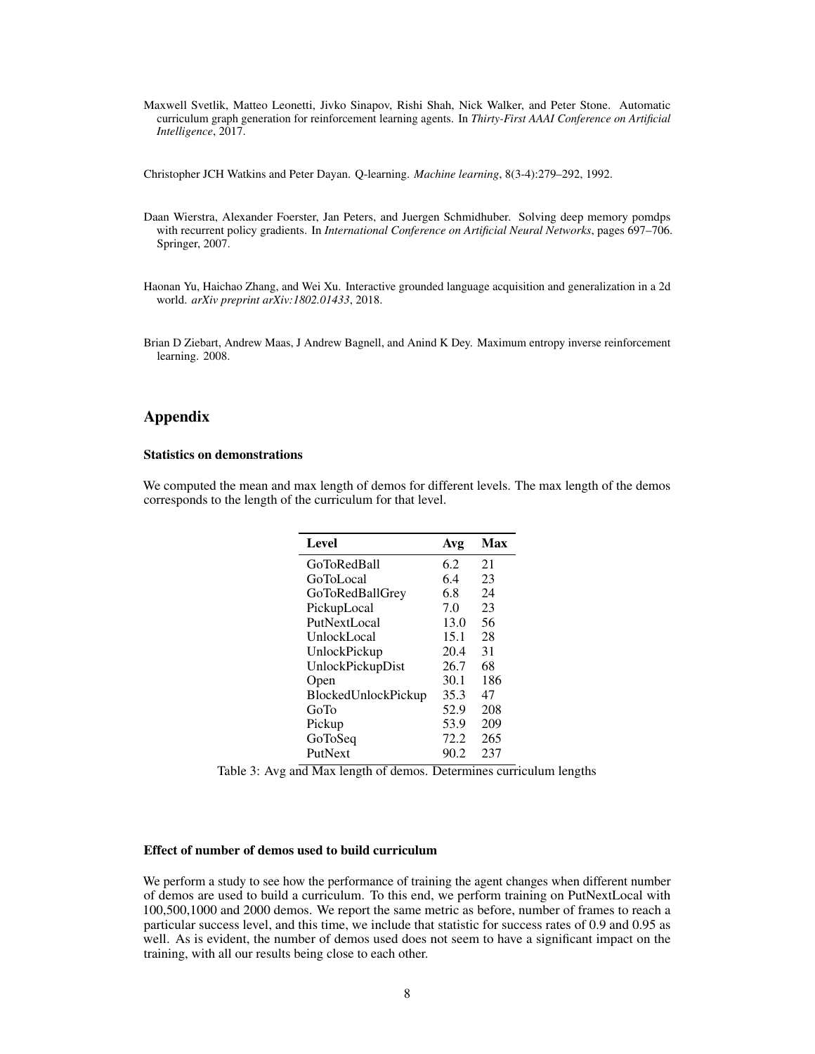Maxwell Svetlik, Matteo Leonetti, Jivko Sinapov, Rishi Shah, Nick Walker, and Peter Stone. Automatic curriculum graph generation for reinforcement learning agents. In *Thirty-First AAAI Conference on Artificial Intelligence*, 2017.

Christopher JCH Watkins and Peter Dayan. Q-learning. *Machine learning*, 8(3-4):279–292, 1992.

Daan Wierstra, Alexander Foerster, Jan Peters, and Juergen Schmidhuber. Solving deep memory pomdps with recurrent policy gradients. In *International Conference on Artificial Neural Networks*, pages 697–706. Springer, 2007.

Haonan Yu, Haichao Zhang, and Wei Xu. Interactive grounded language acquisition and generalization in a 2d world. *arXiv preprint arXiv:1802.01433*, 2018.

Brian D Ziebart, Andrew Maas, J Andrew Bagnell, and Anind K Dey. Maximum entropy inverse reinforcement learning. 2008.

# Appendix

### Statistics on demonstrations

We computed the mean and max length of demos for different levels. The max length of the demos corresponds to the length of the curriculum for that level.

| Level | Avg | Max |
|---|---|---|
| GoToRedBall | 6.2 | 21 |
| GoToLocal | 6.4 | 23 |
| GoToRedBallGrey | 6.8 | 24 |
| PickupLocal | 7.0 | 23 |
| PutNextLocal | 13.0 | 56 |
| UnlockLocal | 15.1 | 28 |
| UnlockPickup | 20.4 | 31 |
| UnlockPickupDist | 26.7 | 68 |
| Open | 30.1 | 186 |
| BlockedUnlockPickup | 35.3 | 47 |
| GoTo | 52.9 | 208 |
| Pickup | 53.9 | 209 |
| GoToSeq | 72.2 | 265 |
| PutNext | 90.2 | 237 |

Table 3: Avg and Max length of demos. Determines curriculum lengths

### Effect of number of demos used to build curriculum

We perform a study to see how the performance of training the agent changes when different number of demos are used to build a curriculum. To this end, we perform training on PutNextLocal with 100,500,1000 and 2000 demos. We report the same metric as before, number of frames to reach a particular success level, and this time, we include that statistic for success rates of 0.9 and 0.95 as well. As is evident, the number of demos used does not seem to have a significant impact on the training, with all our results being close to each other.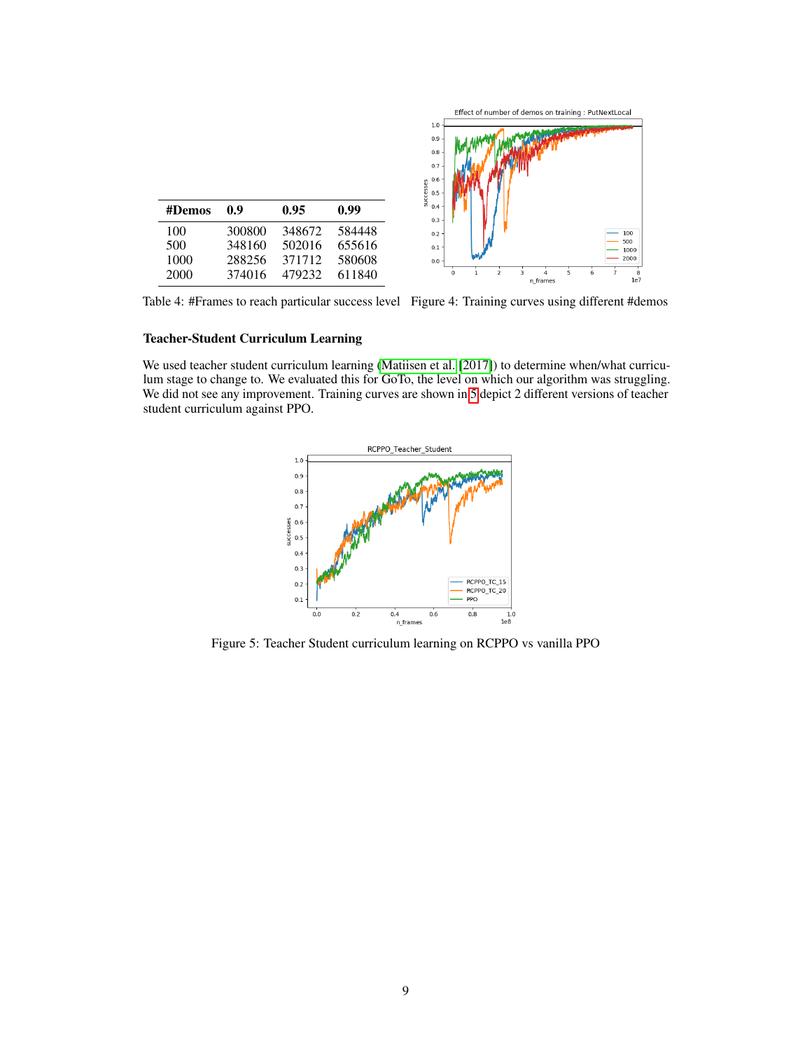| #Demos | 0.9 | 0.95 | 0.99 |
|---|---|---|---|
| 100 | 300800 | 348672 | 584448 |
| 500 | 348160 | 502016 | 655616 |
| 1000 | 288256 | 371712 | 580608 |
| 2000 | 374016 | 479232 | 611840 |

Table 4: #Frames to reach particular success level

Effect of number of demos on training : PutNextLocal

successes

n_frames

1e7

100
500
1000
2000

Figure 4: Training curves using different #demos

### Teacher-Student Curriculum Learning

We used teacher student curriculum learning (Matiisen et al. [2017]) to determine when/what curriculum stage to change to. We evaluated this for GoTo, the level on which our algorithm was struggling. We did not see any improvement. Training curves are shown in 5 depict 2 different versions of teacher student curriculum against PPO.

RCPPO_Teacher_Student

successes

n_frames

1e8

RCPPO_TC_15
RCPPO_TC_20
PPO

Figure 5: Teacher Student curriculum learning on RCPPO vs vanilla PPO